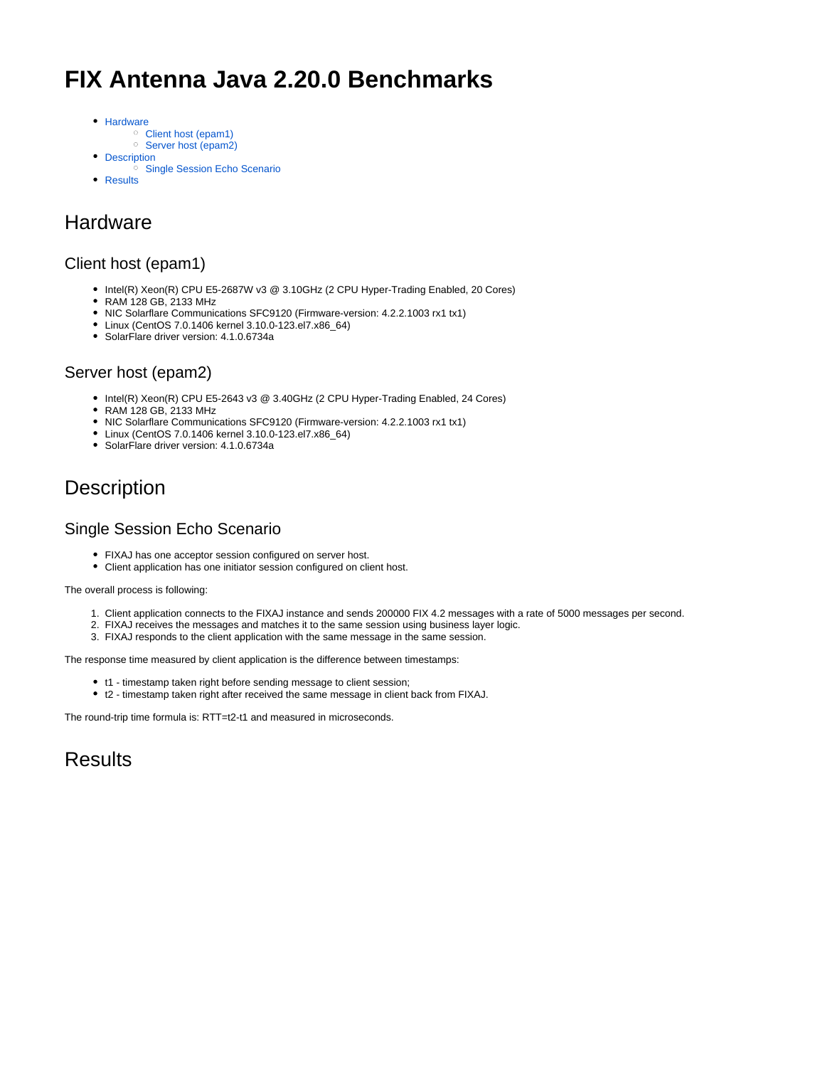# FIX Antenna Java 2.20.0 Benchmarks

- Hardware
  - Client host (epam1)
  - Server host (epam2)
- Description
  - Single Session Echo Scenario
- Results

## Hardware

### Client host (epam1)

- Intel(R) Xeon(R) CPU E5-2687W v3 @ 3.10GHz (2 CPU Hyper-Trading Enabled, 20 Cores)
- RAM 128 GB, 2133 MHz
- NIC Solarflare Communications SFC9120 (Firmware-version: 4.2.2.1003 rx1 tx1)
- Linux (CentOS 7.0.1406 kernel 3.10.0-123.el7.x86_64)
- SolarFlare driver version: 4.1.0.6734a

### Server host (epam2)

- Intel(R) Xeon(R) CPU E5-2643 v3 @ 3.40GHz (2 CPU Hyper-Trading Enabled, 24 Cores)
- RAM 128 GB, 2133 MHz
- NIC Solarflare Communications SFC9120 (Firmware-version: 4.2.2.1003 rx1 tx1)
- Linux (CentOS 7.0.1406 kernel 3.10.0-123.el7.x86_64)
- SolarFlare driver version: 4.1.0.6734a

## Description

### Single Session Echo Scenario

- FIXAJ has one acceptor session configured on server host.
- Client application has one initiator session configured on client host.

The overall process is following:

1. Client application connects to the FIXAJ instance and sends 200000 FIX 4.2 messages with a rate of 5000 messages per second.
2. FIXAJ receives the messages and matches it to the same session using business layer logic.
3. FIXAJ responds to the client application with the same message in the same session.

The response time measured by client application is the difference between timestamps:

- t1 - timestamp taken right before sending message to client session;
- t2 - timestamp taken right after received the same message in client back from FIXAJ.

The round-trip time formula is: RTT=t2-t1 and measured in microseconds.

## Results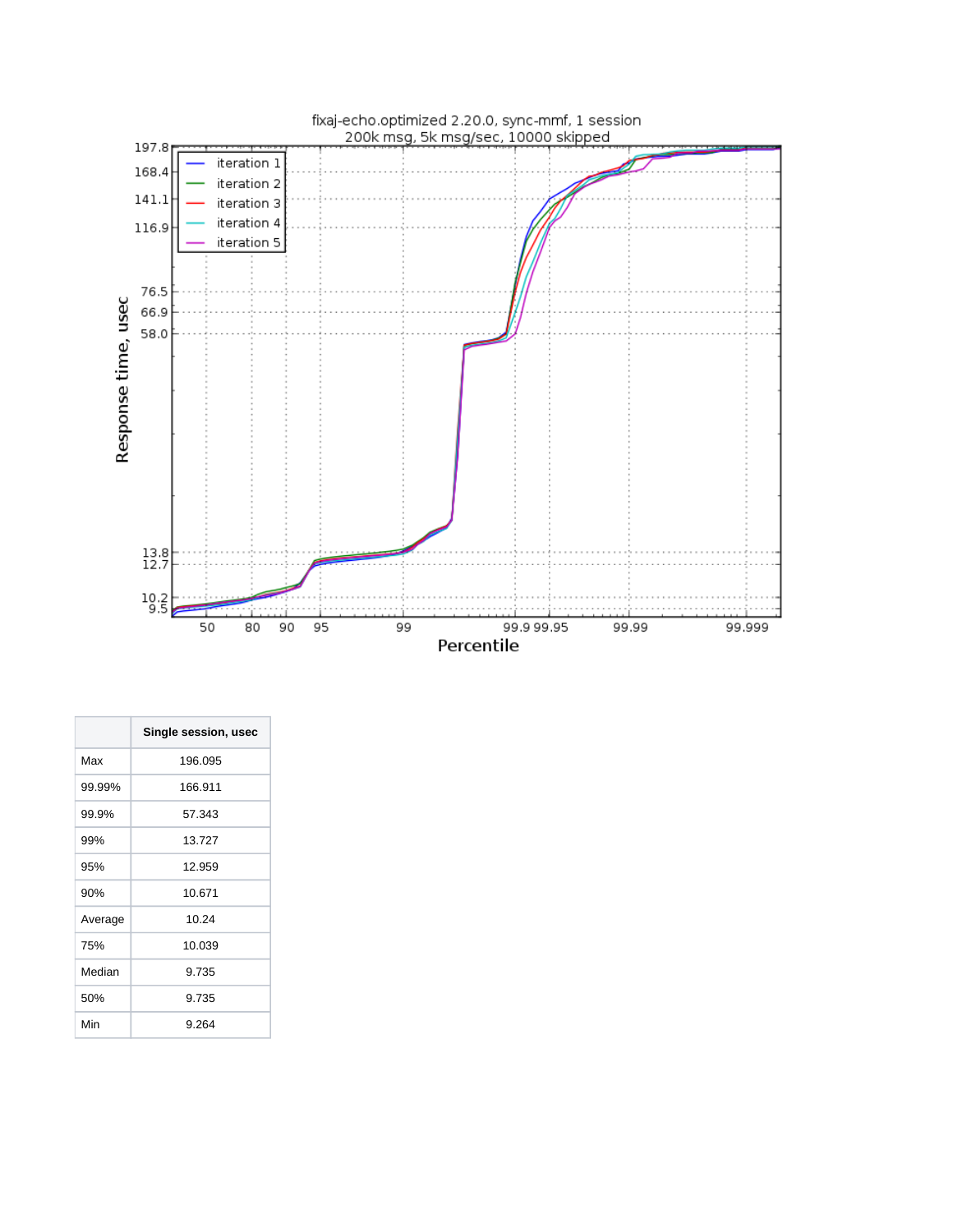fixaj-echo.optimized 2.20.0, sync-mmf, 1 session
200k msg, 5k msg/sec, 10000 skipped

Response time, usec

197.8
168.4
141.1
116.9
76.5
66.9
58.0
13.8
12.7
10.2
9.5

iteration 1
iteration 2
iteration 3
iteration 4
iteration 5

50 80 90 95 99 99.9 99.95 99.99 99.999

Percentile

| | Single session, usec |
|---|---|
| Max | 196.095 |
| 99.99% | 166.911 |
| 99.9% | 57.343 |
| 99% | 13.727 |
| 95% | 12.959 |
| 90% | 10.671 |
| Average | 10.24 |
| 75% | 10.039 |
| Median | 9.735 |
| 50% | 9.735 |
| Min | 9.264 |